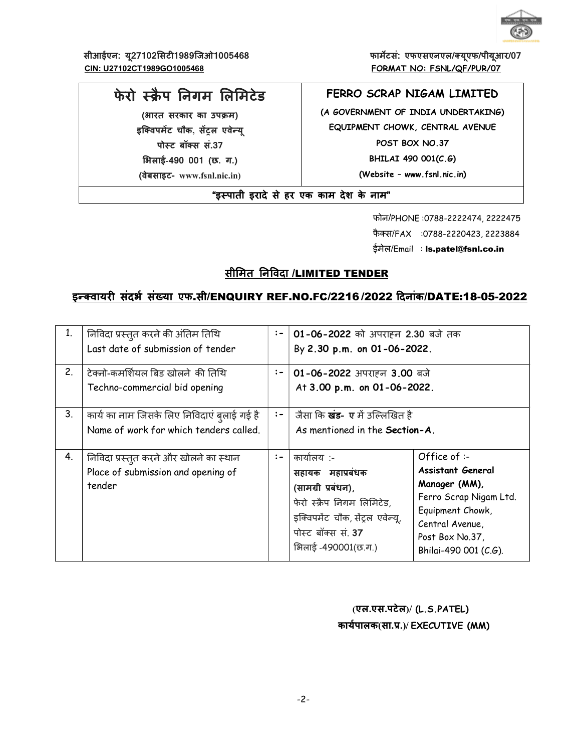सीआईएन: यू27102सिटी1989जिओ1005468
**CIN: U27102CT1989GO1005468**

फार्मेटसं: एफएसएनएल/क्यूएफ/पीयूआर/07
**FORMAT NO: FSNL/QF/PUR/07**

| फेरो स्क्रैप निगम लिमिटेड | FERRO SCRAP NIGAM LIMITED |
|---|---|
| (भारत सरकार का उपक्रम) | (A GOVERNMENT OF INDIA UNDERTAKING) |
| इक्विपमेंट चौक, सेंट्रल एवेन्यू | EQUIPMENT CHOWK, CENTRAL AVENUE |
| पोस्ट बॉक्स सं.37 | POST BOX NO.37 |
| भिलाई-490 001 (छ. ग.) | BHILAI 490 001(C.G) |
| (वेबसाइट- www.fsnl.nic.in) | (Website – www.fsnl.nic.in) |

**"इस्पाती इरादे से हर एक काम देश के नाम"**

फोन/PHONE :0788-2222474, 2222475
फैक्स/FAX :0788-2220423, 2223884
ईमेल/Email : **ls.patel@fsnl.co.in**

## सीमित निविदा /LIMITED TENDER

## इन्क्वायरी संदर्भ संख्या एफ.सी/ENQUIRY REF.NO.FC/2216 /2022 दिनांक/DATE:18-05-2022

| 1. | निविदा प्रस्तुत करने की अंतिम तिथि<br>Last date of submission of tender | :- | **01-06-2022** को अपराह्न **2.30** बजे तक<br>By **2.30 p.m. on 01-06-2022.** | |
|---|---|---|---|---|
| 2. | टेक्नो-कमर्शियल बिड खोलने की तिथि<br>Techno-commercial bid opening | :- | **01-06-2022** अपराह्न **3.00** बजे<br>At **3.00 p.m. on 01-06-2022.** | |
| 3. | कार्य का नाम जिसके लिए निविदाएं बुलाई गई है<br>Name of work for which tenders called. | :- | जैसा कि **खंड- ए** में उल्लिखित है<br>As mentioned in the **Section-A.** | |
| 4. | निविदा प्रस्तुत करने और खोलने का स्थान<br>Place of submission and opening of tender | :- | कार्यालय :-<br>**सहायक महाप्रबंधक (सामग्री प्रबंधन),**<br>फेरो स्क्रैप निगम लिमिटेड,<br>इक्विपमेंट चौक, सेंट्रल एवेन्यू,<br>पोस्ट बॉक्स सं. **37**<br>भिलाई -490001(छ.ग.) | Office of :-<br>**Assistant General Manager (MM),**<br>Ferro Scrap Nigam Ltd.<br>Equipment Chowk,<br>Central Avenue,<br>Post Box No.37,<br>Bhilai-490 001 (C.G). |

**(एल.एस.पटेल)/ (L.S.PATEL)**
**कार्यपालक(सा.प्र.)/ EXECUTIVE (MM)**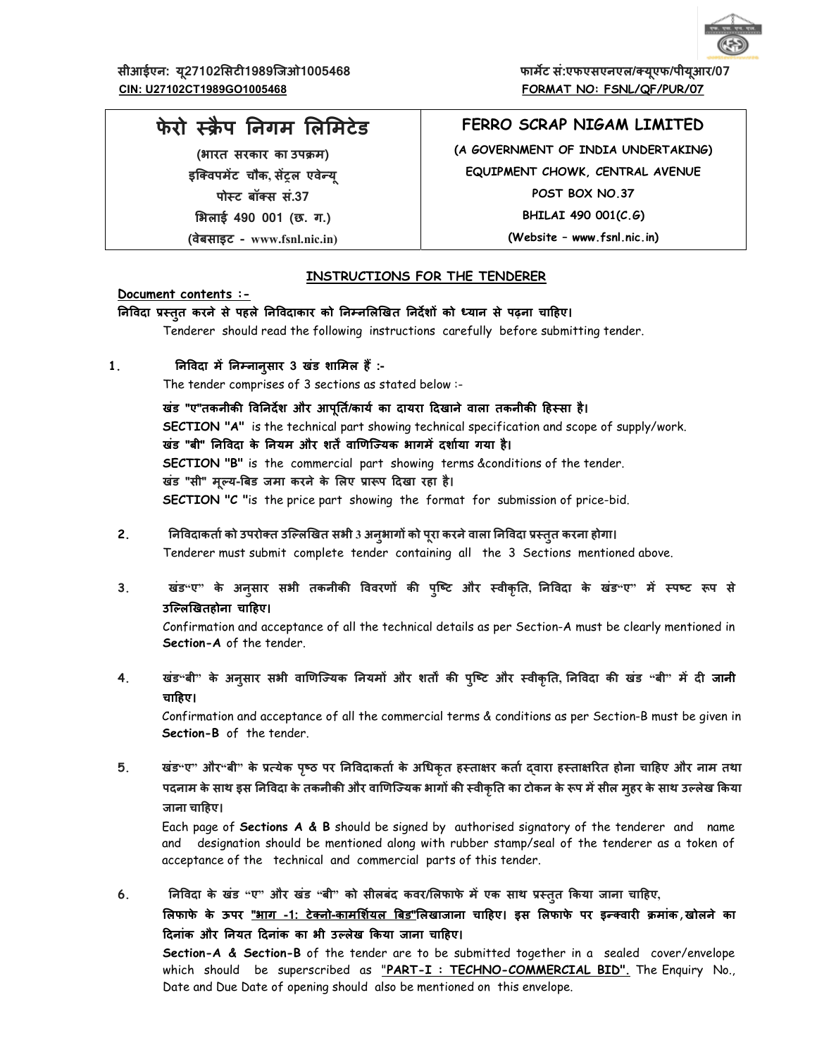सीआईएन: यू27102सिटी1989जिओ1005468
**CIN: U27102CT1989GO1005468**

फार्मेट सं:एफएसएनएल/क्यूएफ/पीयूआर/07
**FORMAT NO: FSNL/QF/PUR/07**

| फेरो स्क्रैप निगम लिमिटेड | FERRO SCRAP NIGAM LIMITED |
|---|---|
| (भारत सरकार का उपक्रम) | (A GOVERNMENT OF INDIA UNDERTAKING) |
| इक्विपमेंट चौक, संट्रल एवेन्यू | EQUIPMENT CHOWK, CENTRAL AVENUE |
| पोस्ट बॉक्स सं.37 | POST BOX NO.37 |
| भिलाई 490 001 (छ. ग.) | BHILAI 490 001(C.G) |
| (वेबसाइट - www.fsnl.nic.in) | (Website – www.fsnl.nic.in) |

## INSTRUCTIONS FOR THE TENDERER

**Document contents :-**

**निविदा प्रस्तुत करने से पहले निविदाकार को निम्नलिखित निर्देशों को ध्यान से पढ़ना चाहिए।**
Tenderer should read the following instructions carefully before submitting tender.

1. **निविदा में निम्नानुसार 3 खंड शामिल हैं :-**
   The tender comprises of 3 sections as stated below :-

   **खंड "ए"तकनीकी विनिर्देश और आपूर्ति/कार्य का दायरा दिखाने वाला तकनीकी हिस्सा है।**
   **SECTION "A"** is the technical part showing technical specification and scope of supply/work.
   **खंड "बी" निविदा के नियम और शर्तें वाणिज्यिक भागमें दर्शाया गया है।**
   **SECTION "B"** is the commercial part showing terms &conditions of the tender.
   **खंड "सी" मूल्य-बिड जमा करने के लिए प्रारूप दिखा रहा है।**
   **SECTION "C "**is the price part showing the format for submission of price-bid.

2. **निविदाकर्ता को उपरोक्त उल्लिखित सभी 3 अनुभागों को पूरा करने वाला निविदा प्रस्तुत करना होगा।**
   Tenderer must submit complete tender containing all the 3 Sections mentioned above.

3. **खंड"ए" के अनुसार सभी तकनीकी विवरणों की पुष्टि और स्वीकृति, निविदा के खंड"ए" में स्पष्ट रूप से उल्लिखितहोना चाहिए।**
   Confirmation and acceptance of all the technical details as per Section-A must be clearly mentioned in **Section-A** of the tender.

4. **खंड"बी" के अनुसार सभी वाणिज्यिक नियमों और शर्तों की पुष्टि और स्वीकृति, निविदा की खंड "बी" में दी जानी चाहिए।**
   Confirmation and acceptance of all the commercial terms & conditions as per Section-B must be given in **Section-B** of the tender.

5. **खंड"ए" और"बी" के प्रत्येक पृष्ठ पर निविदाकर्ता के अधिकृत हस्ताक्षर कर्ता द्वारा हस्ताक्षरित होना चाहिए और नाम तथा पदनाम के साथ इस निविदा के तकनीकी और वाणिज्यिक भागों की स्वीकृति का टोकन के रूप में सील मुहर के साथ उल्लेख किया जाना चाहिए।**
   Each page of **Sections A & B** should be signed by authorised signatory of the tenderer and name and designation should be mentioned along with rubber stamp/seal of the tenderer as a token of acceptance of the technical and commercial parts of this tender.

6. **निविदा के खंड "ए" और खंड "बी" को सीलबंद कवर/लिफाफे में एक साथ प्रस्तुत किया जाना चाहिए, लिफाफे के ऊपर "भाग -1: टेक्नो-कामर्शियल बिड"लिखाजाना चाहिए। इस लिफाफे पर इन्क्वारी क्रमांक,खोलने का दिनांक और नियत दिनांक का भी उल्लेख किया जाना चाहिए।**
   **Section-A & Section-B** of the tender are to be submitted together in a sealed cover/envelope which should be superscribed as **"PART-I : TECHNO-COMMERCIAL BID".** The Enquiry No., Date and Due Date of opening should also be mentioned on this envelope.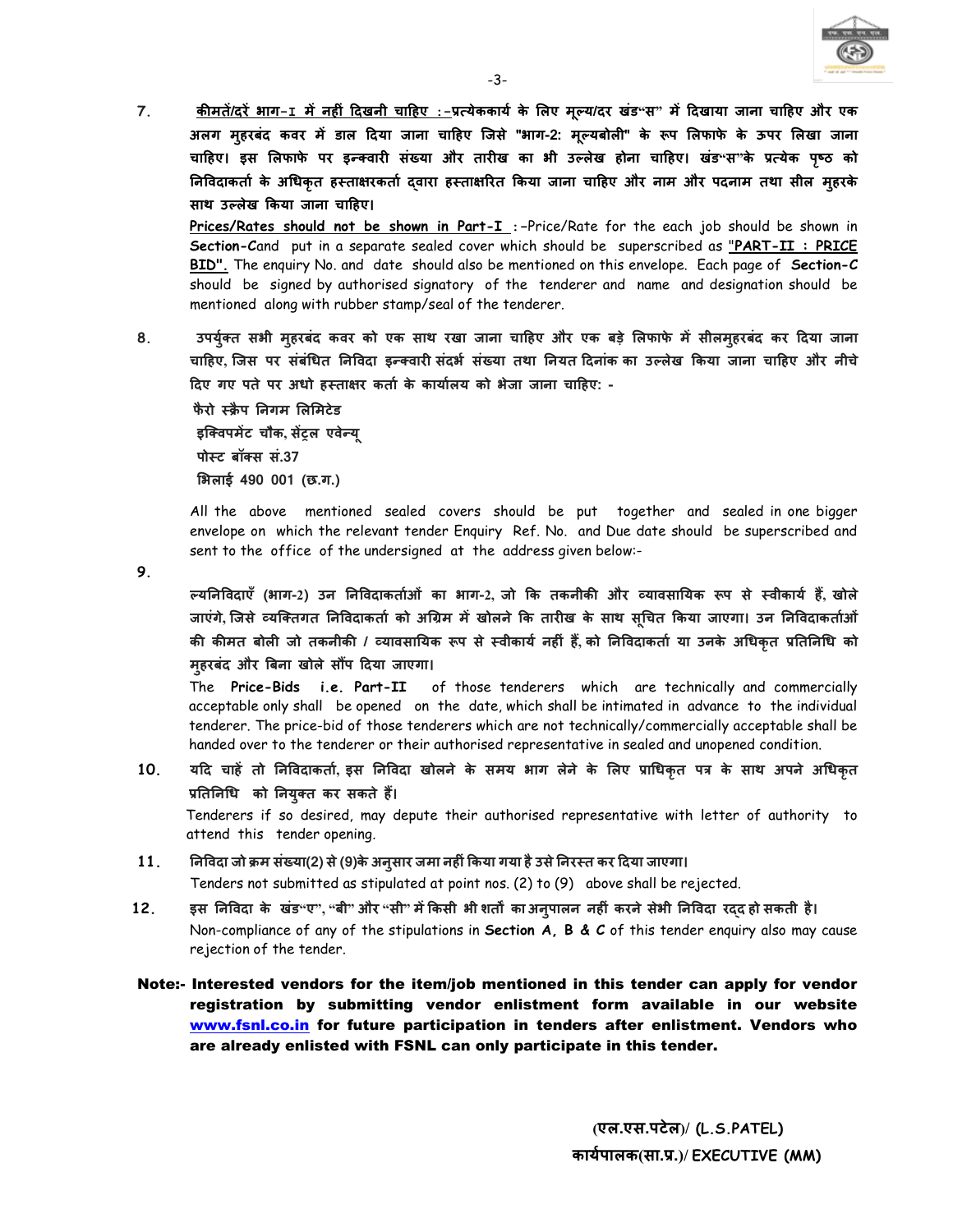7. **<u>कीमतें/दरें भाग-I में नहीं दिखनी चाहिए :-</u>प्रत्येककार्य के लिए मूल्य/दर खंड"स" में दिखाया जाना चाहिए और एक अलग मुहरबंद कवर में डाल दिया जाना चाहिए जिसे "भाग-2: मूल्यबोली" के रूप लिफाफे के ऊपर लिखा जाना चाहिए। इस लिफाफे पर इन्क्वारी संख्या और तारीख का भी उल्लेख होना चाहिए। खंड"स"के प्रत्येक पृष्ठ को निविदाकर्ता के अधिकृत हस्ताक्षरकर्ता द्वारा हस्ताक्षरित किया जाना चाहिए और नाम और पदनाम तथा सील मुहरके साथ उल्लेख किया जाना चाहिए।**

   **<u>Prices/Rates should not be shown in Part-I</u>** :-Price/Rate for the each job should be shown in **Section-C**and put in a separate sealed cover which should be superscribed as **<u>"PART-II : PRICE BID".</u>** The enquiry No. and date should also be mentioned on this envelope. Each page of **Section-C** should be signed by authorised signatory of the tenderer and name and designation should be mentioned along with rubber stamp/seal of the tenderer.

8. **उपर्युक्त सभी मुहरबंद कवर को एक साथ रखा जाना चाहिए और एक बड़े लिफाफे में सीलमुहरबंद कर दिया जाना चाहिए, जिस पर संबंधित निविदा इन्क्वारी संदर्भ संख्या तथा नियत दिनांक का उल्लेख किया जाना चाहिए और नीचे दिए गए पते पर अधो हस्ताक्षर कर्ता के कार्यालय को भेजा जाना चाहिए: -**

   **फैरो स्क्रैप निगम लिमिटेड**
   **इक्विपमेंट चौक, सेंट्रल एवेन्यू**
   **पोस्ट बॉक्स सं.37**
   **भिलाई 490 001 (छ.ग.)**

   All the above mentioned sealed covers should be put together and sealed in one bigger envelope on which the relevant tender Enquiry Ref. No. and Due date should be superscribed and sent to the office of the undersigned at the address given below:-

9. **ल्यनिविदाएँ (भाग-2) उन निविदाकर्ताओं का भाग-2, जो कि तकनीकी और व्यावसायिक रूप से स्वीकार्य हैं, खोले जाएंगे, जिसे व्यक्तिगत निविदाकर्ता को अग्रिम में खोलने कि तारीख के साथ सूचित किया जाएगा। उन निविदाकर्ताओं की कीमत बोली जो तकनीकी / व्यावसायिक रूप से स्वीकार्य नहीं हैं, को निविदाकर्ता या उनके अधिकृत प्रतिनिधि को मुहरबंद और बिना खोले सौंप दिया जाएगा।**

   The **Price-Bids i.e. Part-II** of those tenderers which are technically and commercially acceptable only shall be opened on the date, which shall be intimated in advance to the individual tenderer. The price-bid of those tenderers which are not technically/commercially acceptable shall be handed over to the tenderer or their authorised representative in sealed and unopened condition.

10. **यदि चाहें तो निविदाकर्ता, इस निविदा खोलने के समय भाग लेने के लिए प्राधिकृत पत्र के साथ अपने अधिकृत प्रतिनिधि को नियुक्त कर सकते हैं।**

    Tenderers if so desired, may depute their authorised representative with letter of authority to attend this tender opening.

11. **निविदा जो क्रम संख्या(2) से (9)के अनुसार जमा नहीं किया गया है उसे निरस्त कर दिया जाएगा।**

    Tenders not submitted as stipulated at point nos. (2) to (9) above shall be rejected.

12. **इस निविदा के खंड"ए", "बी" और "सी" में किसी भी शर्तों का अनुपालन नहीं करने सेभी निविदा रद्द हो सकती है।**

    Non-compliance of any of the stipulations in **Section A, B & C** of this tender enquiry also may cause rejection of the tender.

**Note:- Interested vendors for the item/job mentioned in this tender can apply for vendor registration by submitting vendor enlistment form available in our website www.fsnl.co.in for future participation in tenders after enlistment. Vendors who are already enlisted with FSNL can only participate in this tender.**

**(एल.एस.पटेल)/ (L.S.PATEL)**
**कार्यपालक(सा.प्र.)/ EXECUTIVE (MM)**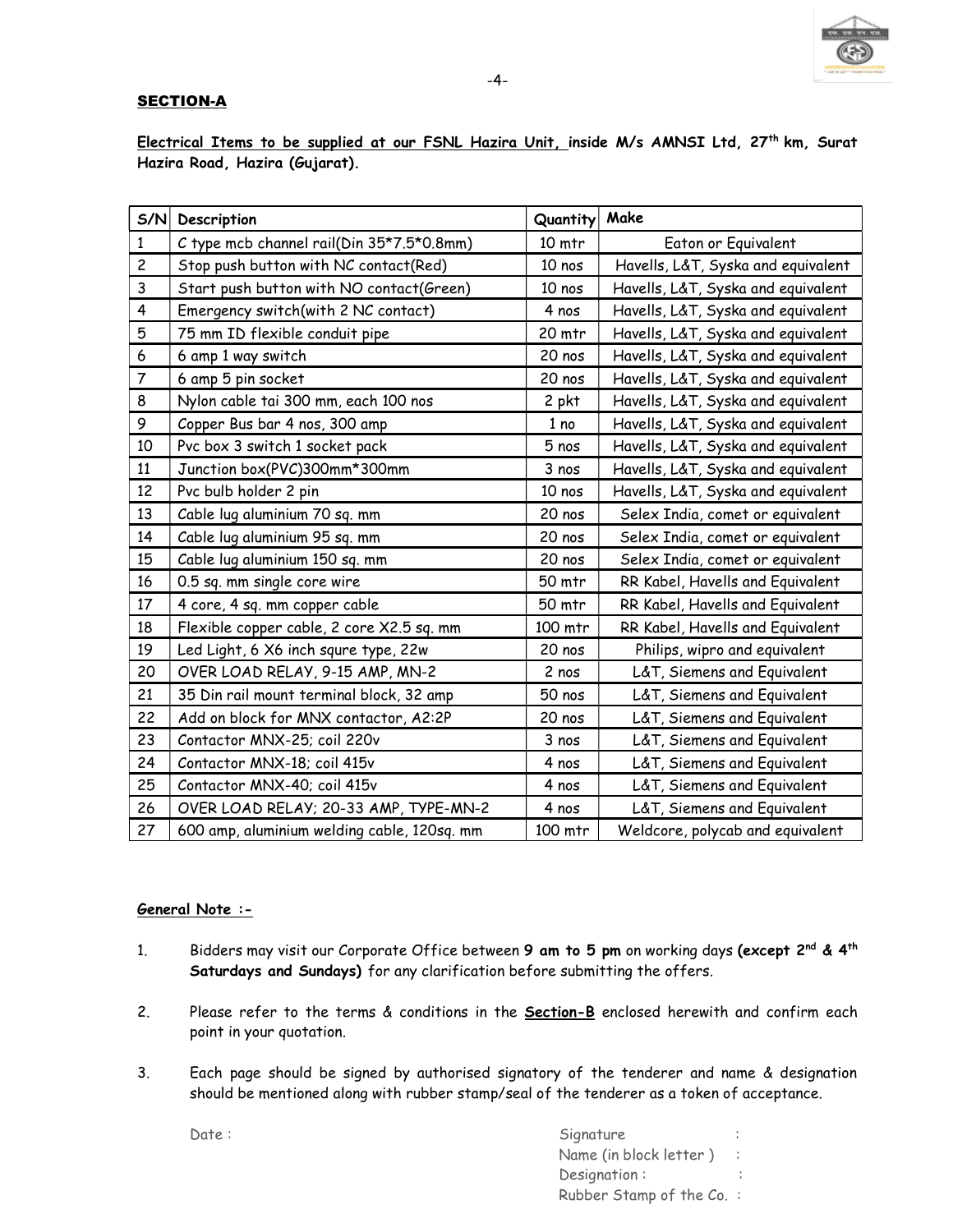**SECTION-A**

**Electrical Items to be supplied at our FSNL Hazira Unit, inside M/s AMNSI Ltd, 27th km, Surat Hazira Road, Hazira (Gujarat).**

| S/N | Description | Quantity | Make |
|---|---|---|---|
| 1 | C type mcb channel rail(Din 35*7.5*0.8mm) | 10 mtr | Eaton or Equivalent |
| 2 | Stop push button with NC contact(Red) | 10 nos | Havells, L&T, Syska and equivalent |
| 3 | Start push button with NO contact(Green) | 10 nos | Havells, L&T, Syska and equivalent |
| 4 | Emergency switch(with 2 NC contact) | 4 nos | Havells, L&T, Syska and equivalent |
| 5 | 75 mm ID flexible conduit pipe | 20 mtr | Havells, L&T, Syska and equivalent |
| 6 | 6 amp 1 way switch | 20 nos | Havells, L&T, Syska and equivalent |
| 7 | 6 amp 5 pin socket | 20 nos | Havells, L&T, Syska and equivalent |
| 8 | Nylon cable tai 300 mm, each 100 nos | 2 pkt | Havells, L&T, Syska and equivalent |
| 9 | Copper Bus bar 4 nos, 300 amp | 1 no | Havells, L&T, Syska and equivalent |
| 10 | Pvc box 3 switch 1 socket pack | 5 nos | Havells, L&T, Syska and equivalent |
| 11 | Junction box(PVC)300mm*300mm | 3 nos | Havells, L&T, Syska and equivalent |
| 12 | Pvc bulb holder 2 pin | 10 nos | Havells, L&T, Syska and equivalent |
| 13 | Cable lug aluminium 70 sq. mm | 20 nos | Selex India, comet or equivalent |
| 14 | Cable lug aluminium 95 sq. mm | 20 nos | Selex India, comet or equivalent |
| 15 | Cable lug aluminium 150 sq. mm | 20 nos | Selex India, comet or equivalent |
| 16 | 0.5 sq. mm single core wire | 50 mtr | RR Kabel, Havells and Equivalent |
| 17 | 4 core, 4 sq. mm copper cable | 50 mtr | RR Kabel, Havells and Equivalent |
| 18 | Flexible copper cable, 2 core X2.5 sq. mm | 100 mtr | RR Kabel, Havells and Equivalent |
| 19 | Led Light, 6 X6 inch squre type, 22w | 20 nos | Philips, wipro and equivalent |
| 20 | OVER LOAD RELAY, 9-15 AMP, MN-2 | 2 nos | L&T, Siemens and Equivalent |
| 21 | 35 Din rail mount terminal block, 32 amp | 50 nos | L&T, Siemens and Equivalent |
| 22 | Add on block for MNX contactor, A2:2P | 20 nos | L&T, Siemens and Equivalent |
| 23 | Contactor MNX-25; coil 220v | 3 nos | L&T, Siemens and Equivalent |
| 24 | Contactor MNX-18; coil 415v | 4 nos | L&T, Siemens and Equivalent |
| 25 | Contactor MNX-40; coil 415v | 4 nos | L&T, Siemens and Equivalent |
| 26 | OVER LOAD RELAY; 20-33 AMP, TYPE-MN-2 | 4 nos | L&T, Siemens and Equivalent |
| 27 | 600 amp, aluminium welding cable, 120sq. mm | 100 mtr | Weldcore, polycab and equivalent |

**General Note :-**

1. Bidders may visit our Corporate Office between **9 am to 5 pm** on working days **(except 2nd & 4th Saturdays and Sundays)** for any clarification before submitting the offers.

2. Please refer to the terms & conditions in the **Section-B** enclosed herewith and confirm each point in your quotation.

3. Each page should be signed by authorised signatory of the tenderer and name & designation should be mentioned along with rubber stamp/seal of the tenderer as a token of acceptance.

Date :

Signature :

Name (in block letter ) :

Designation :

Rubber Stamp of the Co. :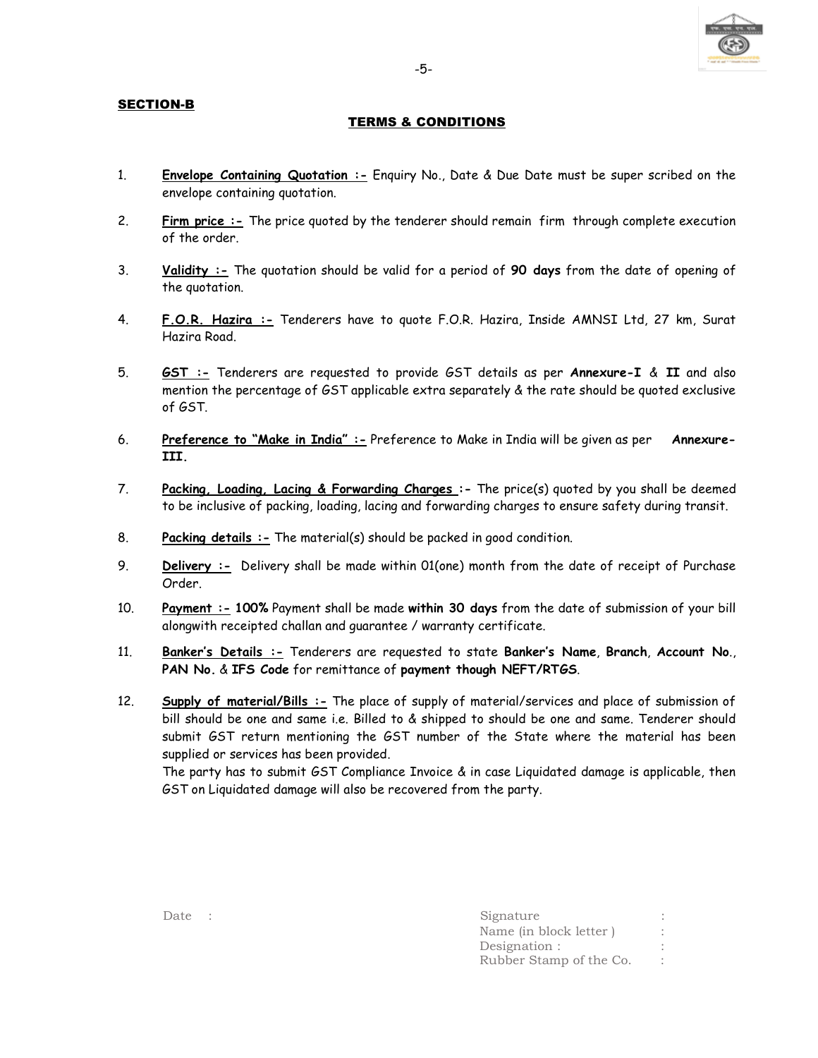**SECTION-B**

## TERMS & CONDITIONS

1. **Envelope Containing Quotation :-** Enquiry No., Date & Due Date must be super scribed on the envelope containing quotation.

2. **Firm price :-** The price quoted by the tenderer should remain firm through complete execution of the order.

3. **Validity :-** The quotation should be valid for a period of **90 days** from the date of opening of the quotation.

4. **F.O.R. Hazira :-** Tenderers have to quote F.O.R. Hazira, Inside AMNSI Ltd, 27 km, Surat Hazira Road.

5. **GST :-** Tenderers are requested to provide GST details as per **Annexure-I** & **II** and also mention the percentage of GST applicable extra separately & the rate should be quoted exclusive of GST.

6. **Preference to "Make in India" :-** Preference to Make in India will be given as per **Annexure-III.**

7. **Packing, Loading, Lacing & Forwarding Charges :-** The price(s) quoted by you shall be deemed to be inclusive of packing, loading, lacing and forwarding charges to ensure safety during transit.

8. **Packing details :-** The material(s) should be packed in good condition.

9. **Delivery :-** Delivery shall be made within 01(one) month from the date of receipt of Purchase Order.

10. **Payment :- 100%** Payment shall be made **within 30 days** from the date of submission of your bill alongwith receipted challan and guarantee / warranty certificate.

11. **Banker's Details :-** Tenderers are requested to state **Banker's Name**, **Branch**, **Account No.**, **PAN No.** & **IFS Code** for remittance of **payment though NEFT/RTGS**.

12. **Supply of material/Bills :-** The place of supply of material/services and place of submission of bill should be one and same i.e. Billed to & shipped to should be one and same. Tenderer should submit GST return mentioning the GST number of the State where the material has been supplied or services has been provided.
    The party has to submit GST Compliance Invoice & in case Liquidated damage is applicable, then GST on Liquidated damage will also be recovered from the party.

Date :

Signature :
Name (in block letter ) :
Designation : :
Rubber Stamp of the Co. :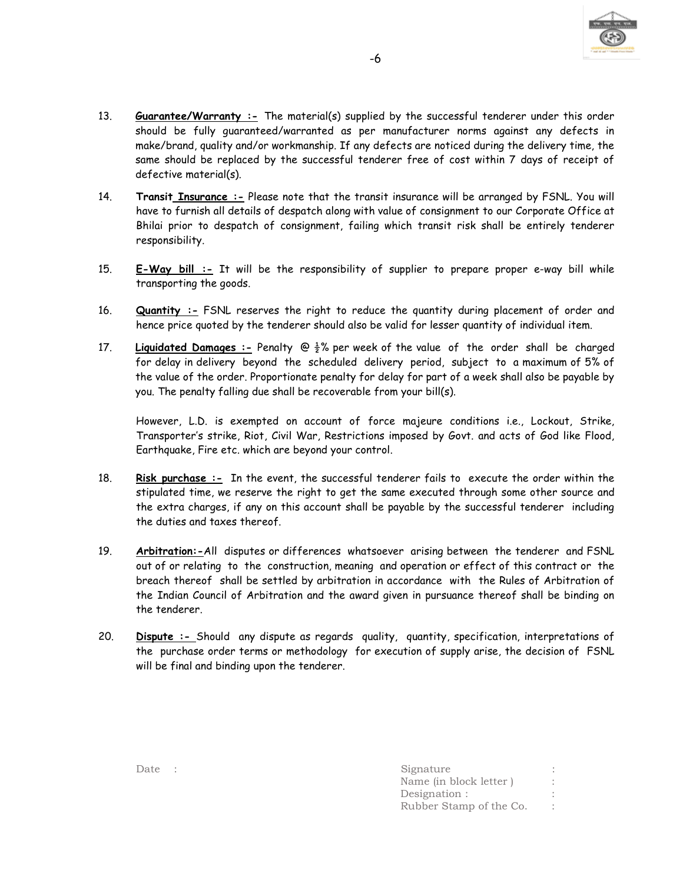13. **Guarantee/Warranty :-** The material(s) supplied by the successful tenderer under this order should be fully guaranteed/warranted as per manufacturer norms against any defects in make/brand, quality and/or workmanship. If any defects are noticed during the delivery time, the same should be replaced by the successful tenderer free of cost within 7 days of receipt of defective material(s).

14. **Transit Insurance :-** Please note that the transit insurance will be arranged by FSNL. You will have to furnish all details of despatch along with value of consignment to our Corporate Office at Bhilai prior to despatch of consignment, failing which transit risk shall be entirely tenderer responsibility.

15. **E-Way bill :-** It will be the responsibility of supplier to prepare proper e-way bill while transporting the goods.

16. **Quantity :-** FSNL reserves the right to reduce the quantity during placement of order and hence price quoted by the tenderer should also be valid for lesser quantity of individual item.

17. **Liquidated Damages :-** Penalty @ ½% per week of the value of the order shall be charged for delay in delivery beyond the scheduled delivery period, subject to a maximum of 5% of the value of the order. Proportionate penalty for delay for part of a week shall also be payable by you. The penalty falling due shall be recoverable from your bill(s).

    However, L.D. is exempted on account of force majeure conditions i.e., Lockout, Strike, Transporter's strike, Riot, Civil War, Restrictions imposed by Govt. and acts of God like Flood, Earthquake, Fire etc. which are beyond your control.

18. **Risk purchase :-** In the event, the successful tenderer fails to execute the order within the stipulated time, we reserve the right to get the same executed through some other source and the extra charges, if any on this account shall be payable by the successful tenderer including the duties and taxes thereof.

19. **Arbitration:-** All disputes or differences whatsoever arising between the tenderer and FSNL out of or relating to the construction, meaning and operation or effect of this contract or the breach thereof shall be settled by arbitration in accordance with the Rules of Arbitration of the Indian Council of Arbitration and the award given in pursuance thereof shall be binding on the tenderer.

20. **Dispute :-** Should any dispute as regards quality, quantity, specification, interpretations of the purchase order terms or methodology for execution of supply arise, the decision of FSNL will be final and binding upon the tenderer.

Date :

Signature :
Name (in block letter ) :
Designation : :
Rubber Stamp of the Co. :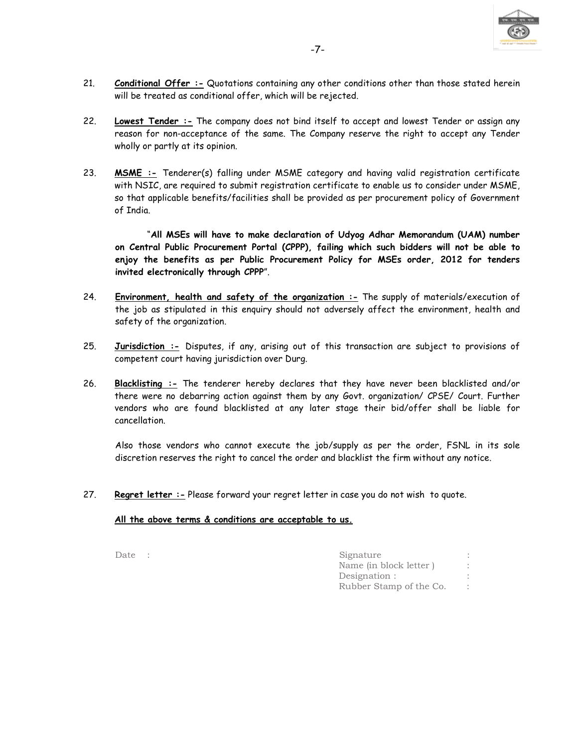21. **<u>Conditional Offer :-</u>** Quotations containing any other conditions other than those stated herein will be treated as conditional offer, which will be rejected.

22. **<u>Lowest Tender :-</u>** The company does not bind itself to accept and lowest Tender or assign any reason for non-acceptance of the same. The Company reserve the right to accept any Tender wholly or partly at its opinion.

23. **<u>MSME :-</u>** Tenderer(s) falling under MSME category and having valid registration certificate with NSIC, are required to submit registration certificate to enable us to consider under MSME, so that applicable benefits/facilities shall be provided as per procurement policy of Government of India.

    "**All MSEs will have to make declaration of Udyog Adhar Memorandum (UAM) number on Central Public Procurement Portal (CPPP), failing which such bidders will not be able to enjoy the benefits as per Public Procurement Policy for MSEs order, 2012 for tenders invited electronically through CPPP**".

24. **<u>Environment, health and safety of the organization :-</u>** The supply of materials/execution of the job as stipulated in this enquiry should not adversely affect the environment, health and safety of the organization.

25. **<u>Jurisdiction :-</u>** Disputes, if any, arising out of this transaction are subject to provisions of competent court having jurisdiction over Durg.

26. **<u>Blacklisting :-</u>** The tenderer hereby declares that they have never been blacklisted and/or there were no debarring action against them by any Govt. organization/ CPSE/ Court. Further vendors who are found blacklisted at any later stage their bid/offer shall be liable for cancellation.

    Also those vendors who cannot execute the job/supply as per the order, FSNL in its sole discretion reserves the right to cancel the order and blacklist the firm without any notice.

27. **<u>Regret letter :-</u>** Please forward your regret letter in case you do not wish to quote.

**<u>All the above terms & conditions are acceptable to us.</u>**

Date :

Signature :
Name (in block letter ) :
Designation : :
Rubber Stamp of the Co. :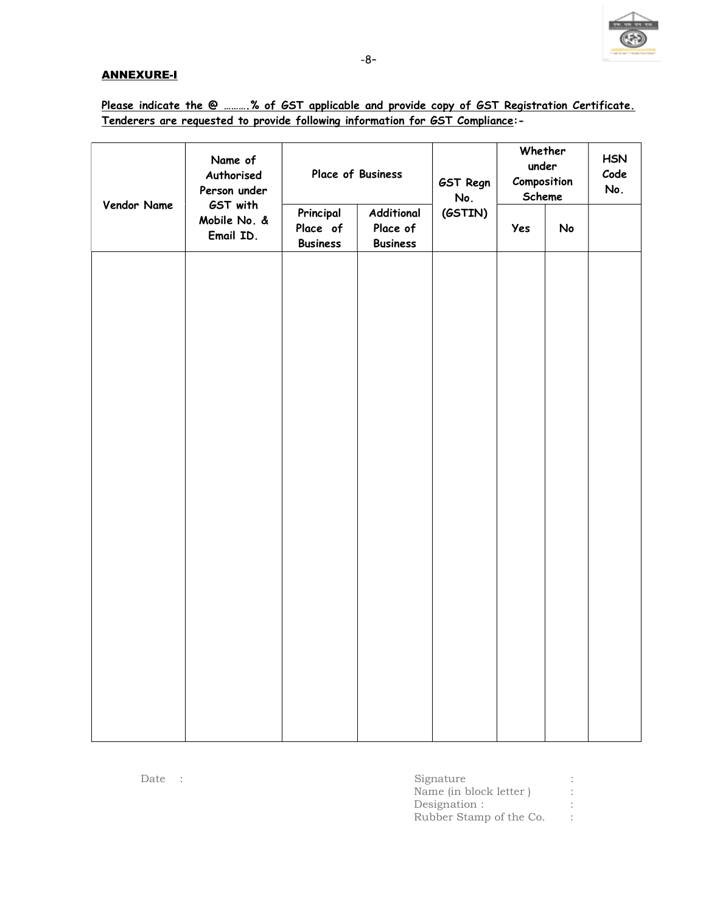## ANNEXURE-I

**Please indicate the @ ……….% of GST applicable and provide copy of GST Registration Certificate. Tenderers are requested to provide following information for GST Compliance:-**

| Vendor Name | Name of Authorised Person under GST with Mobile No. & Email ID. | Place of Business | | GST Regn No. (GSTIN) | Whether under Composition Scheme | | HSN Code No. |
|---|---|---|---|---|---|---|---|
| | | Principal Place of Business | Additional Place of Business | | Yes | No | |
| | | | | | | | |

Date :

Signature :
Name (in block letter ) :
Designation : :
Rubber Stamp of the Co. :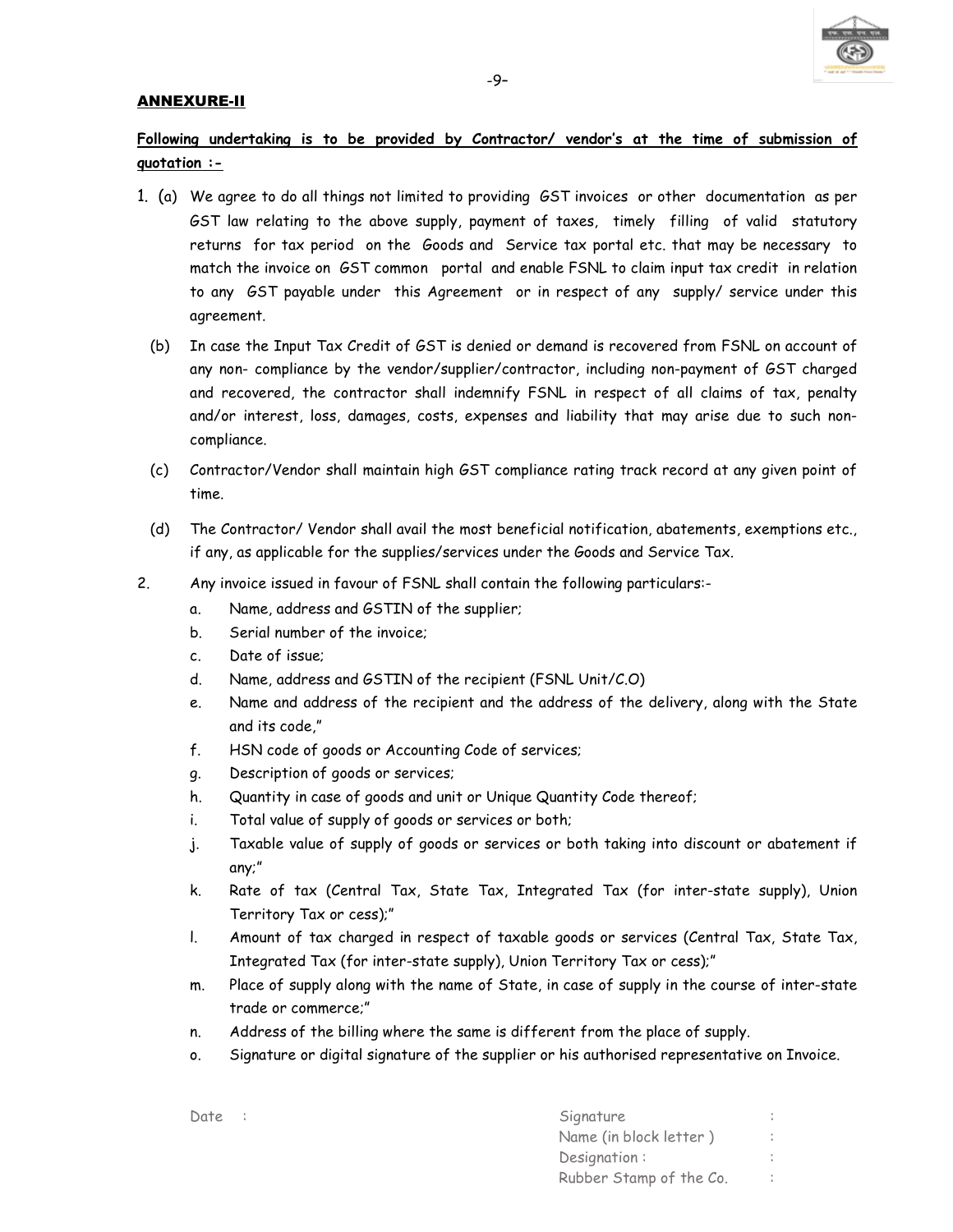## ANNEXURE-II

**Following undertaking is to be provided by Contractor/ vendor's at the time of submission of quotation :-**

1. (a) We agree to do all things not limited to providing GST invoices or other documentation as per GST law relating to the above supply, payment of taxes, timely filling of valid statutory returns for tax period on the Goods and Service tax portal etc. that may be necessary to match the invoice on GST common portal and enable FSNL to claim input tax credit in relation to any GST payable under this Agreement or in respect of any supply/ service under this agreement.

   (b) In case the Input Tax Credit of GST is denied or demand is recovered from FSNL on account of any non- compliance by the vendor/supplier/contractor, including non-payment of GST charged and recovered, the contractor shall indemnify FSNL in respect of all claims of tax, penalty and/or interest, loss, damages, costs, expenses and liability that may arise due to such non-compliance.

   (c) Contractor/Vendor shall maintain high GST compliance rating track record at any given point of time.

   (d) The Contractor/ Vendor shall avail the most beneficial notification, abatements, exemptions etc., if any, as applicable for the supplies/services under the Goods and Service Tax.

2. Any invoice issued in favour of FSNL shall contain the following particulars:-

   a. Name, address and GSTIN of the supplier;
   b. Serial number of the invoice;
   c. Date of issue;
   d. Name, address and GSTIN of the recipient (FSNL Unit/C.O)
   e. Name and address of the recipient and the address of the delivery, along with the State and its code,"
   f. HSN code of goods or Accounting Code of services;
   g. Description of goods or services;
   h. Quantity in case of goods and unit or Unique Quantity Code thereof;
   i. Total value of supply of goods or services or both;
   j. Taxable value of supply of goods or services or both taking into discount or abatement if any;"
   k. Rate of tax (Central Tax, State Tax, Integrated Tax (for inter-state supply), Union Territory Tax or cess);"
   l. Amount of tax charged in respect of taxable goods or services (Central Tax, State Tax, Integrated Tax (for inter-state supply), Union Territory Tax or cess);"
   m. Place of supply along with the name of State, in case of supply in the course of inter-state trade or commerce;"
   n. Address of the billing where the same is different from the place of supply.
   o. Signature or digital signature of the supplier or his authorised representative on Invoice.

Date :

Signature :
Name (in block letter ) :
Designation : :
Rubber Stamp of the Co. :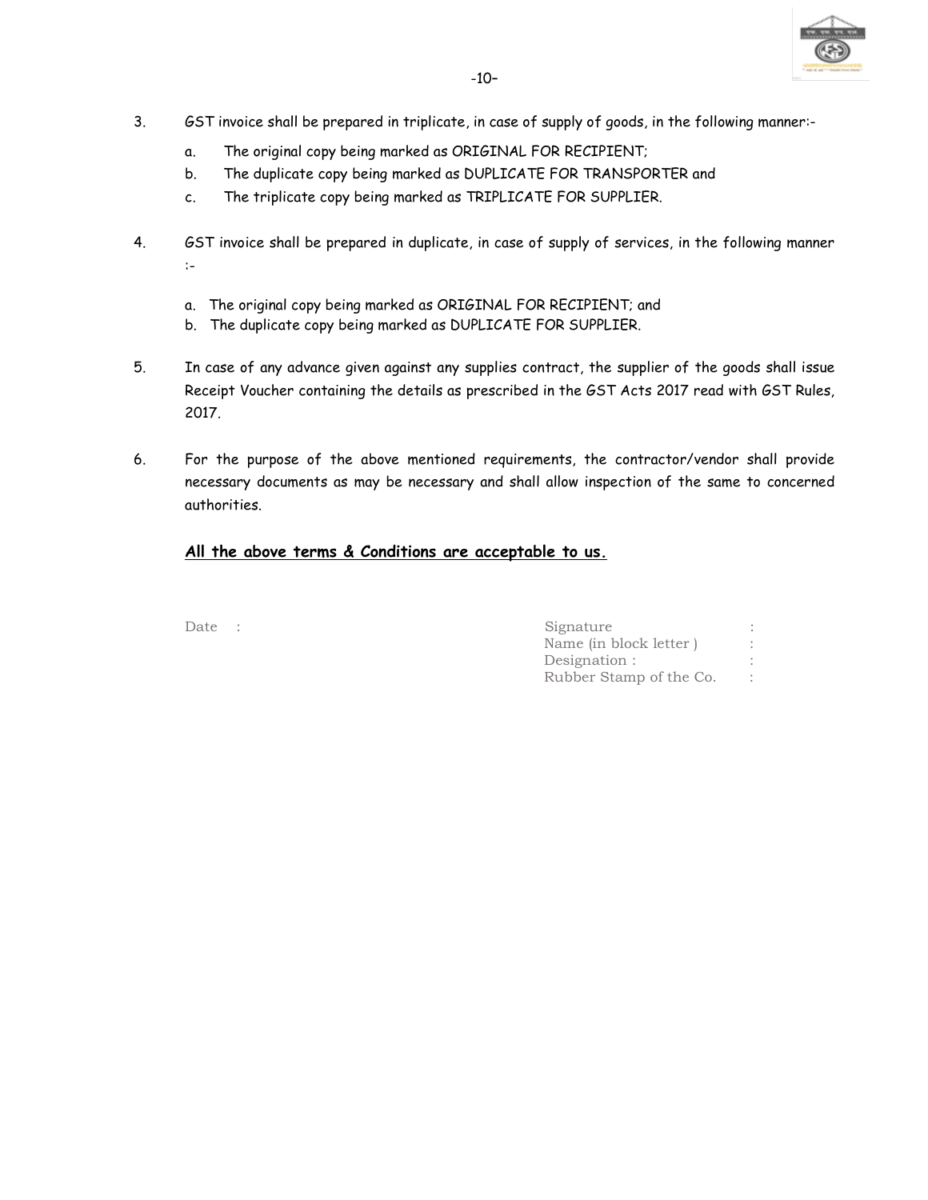3. GST invoice shall be prepared in triplicate, in case of supply of goods, in the following manner:-

   a. The original copy being marked as ORIGINAL FOR RECIPIENT;
   b. The duplicate copy being marked as DUPLICATE FOR TRANSPORTER and
   c. The triplicate copy being marked as TRIPLICATE FOR SUPPLIER.

4. GST invoice shall be prepared in duplicate, in case of supply of services, in the following manner :-

   a. The original copy being marked as ORIGINAL FOR RECIPIENT; and
   b. The duplicate copy being marked as DUPLICATE FOR SUPPLIER.

5. In case of any advance given against any supplies contract, the supplier of the goods shall issue Receipt Voucher containing the details as prescribed in the GST Acts 2017 read with GST Rules, 2017.

6. For the purpose of the above mentioned requirements, the contractor/vendor shall provide necessary documents as may be necessary and shall allow inspection of the same to concerned authorities.

**<u>All the above terms & Conditions are acceptable to us.</u>**

Date :

Signature :
Name (in block letter ) :
Designation : :
Rubber Stamp of the Co. :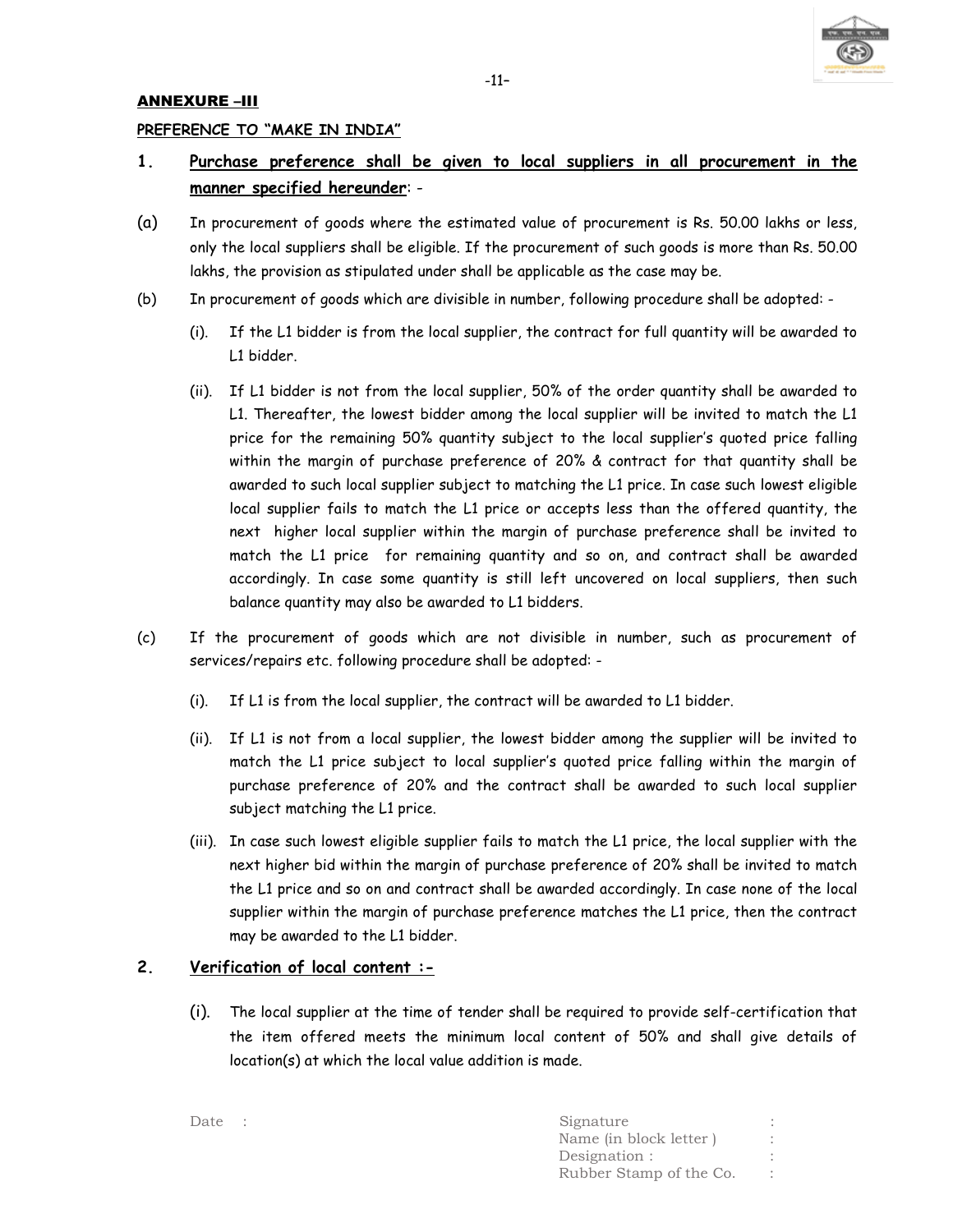**ANNEXURE –III**

**PREFERENCE TO "MAKE IN INDIA"**

**1. Purchase preference shall be given to local suppliers in all procurement in the manner specified hereunder**: -

(a) In procurement of goods where the estimated value of procurement is Rs. 50.00 lakhs or less, only the local suppliers shall be eligible. If the procurement of such goods is more than Rs. 50.00 lakhs, the provision as stipulated under shall be applicable as the case may be.

(b) In procurement of goods which are divisible in number, following procedure shall be adopted: -

(i). If the L1 bidder is from the local supplier, the contract for full quantity will be awarded to L1 bidder.

(ii). If L1 bidder is not from the local supplier, 50% of the order quantity shall be awarded to L1. Thereafter, the lowest bidder among the local supplier will be invited to match the L1 price for the remaining 50% quantity subject to the local supplier's quoted price falling within the margin of purchase preference of 20% & contract for that quantity shall be awarded to such local supplier subject to matching the L1 price. In case such lowest eligible local supplier fails to match the L1 price or accepts less than the offered quantity, the next higher local supplier within the margin of purchase preference shall be invited to match the L1 price for remaining quantity and so on, and contract shall be awarded accordingly. In case some quantity is still left uncovered on local suppliers, then such balance quantity may also be awarded to L1 bidders.

(c) If the procurement of goods which are not divisible in number, such as procurement of services/repairs etc. following procedure shall be adopted: -

(i). If L1 is from the local supplier, the contract will be awarded to L1 bidder.

(ii). If L1 is not from a local supplier, the lowest bidder among the supplier will be invited to match the L1 price subject to local supplier's quoted price falling within the margin of purchase preference of 20% and the contract shall be awarded to such local supplier subject matching the L1 price.

(iii). In case such lowest eligible supplier fails to match the L1 price, the local supplier with the next higher bid within the margin of purchase preference of 20% shall be invited to match the L1 price and so on and contract shall be awarded accordingly. In case none of the local supplier within the margin of purchase preference matches the L1 price, then the contract may be awarded to the L1 bidder.

**2. Verification of local content :-**

(i). The local supplier at the time of tender shall be required to provide self-certification that the item offered meets the minimum local content of 50% and shall give details of location(s) at which the local value addition is made.

Date :

Signature :
Name (in block letter ) :
Designation : :
Rubber Stamp of the Co. :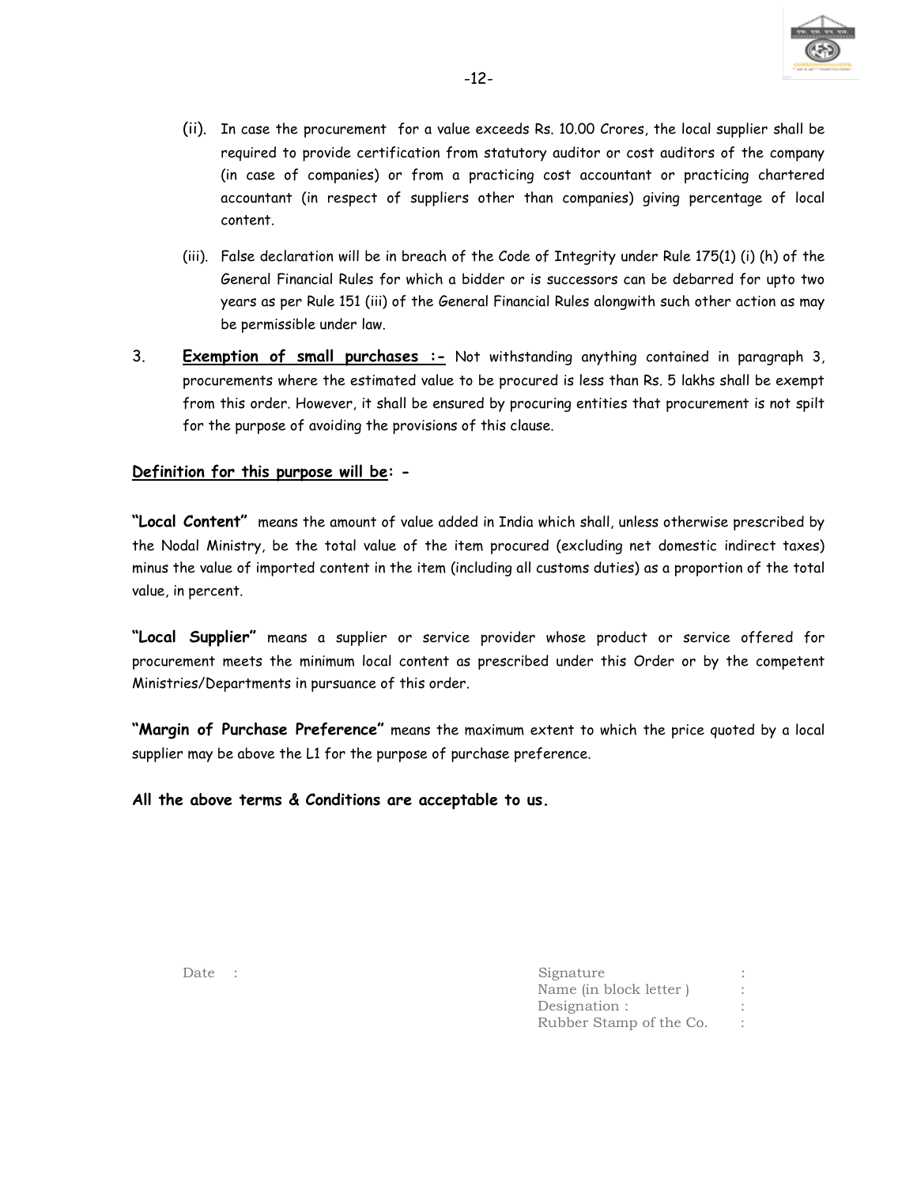(ii). In case the procurement for a value exceeds Rs. 10.00 Crores, the local supplier shall be required to provide certification from statutory auditor or cost auditors of the company (in case of companies) or from a practicing cost accountant or practicing chartered accountant (in respect of suppliers other than companies) giving percentage of local content.

(iii). False declaration will be in breach of the Code of Integrity under Rule 175(1) (i) (h) of the General Financial Rules for which a bidder or is successors can be debarred for upto two years as per Rule 151 (iii) of the General Financial Rules alongwith such other action as may be permissible under law.

3. **Exemption of small purchases :-** Not withstanding anything contained in paragraph 3, procurements where the estimated value to be procured is less than Rs. 5 lakhs shall be exempt from this order. However, it shall be ensured by procuring entities that procurement is not spilt for the purpose of avoiding the provisions of this clause.

**Definition for this purpose will be: -**

**"Local Content"** means the amount of value added in India which shall, unless otherwise prescribed by the Nodal Ministry, be the total value of the item procured (excluding net domestic indirect taxes) minus the value of imported content in the item (including all customs duties) as a proportion of the total value, in percent.

**"Local Supplier"** means a supplier or service provider whose product or service offered for procurement meets the minimum local content as prescribed under this Order or by the competent Ministries/Departments in pursuance of this order.

**"Margin of Purchase Preference"** means the maximum extent to which the price quoted by a local supplier may be above the L1 for the purpose of purchase preference.

**All the above terms & Conditions are acceptable to us.**

Date :

Signature :
Name (in block letter ) :
Designation : :
Rubber Stamp of the Co. :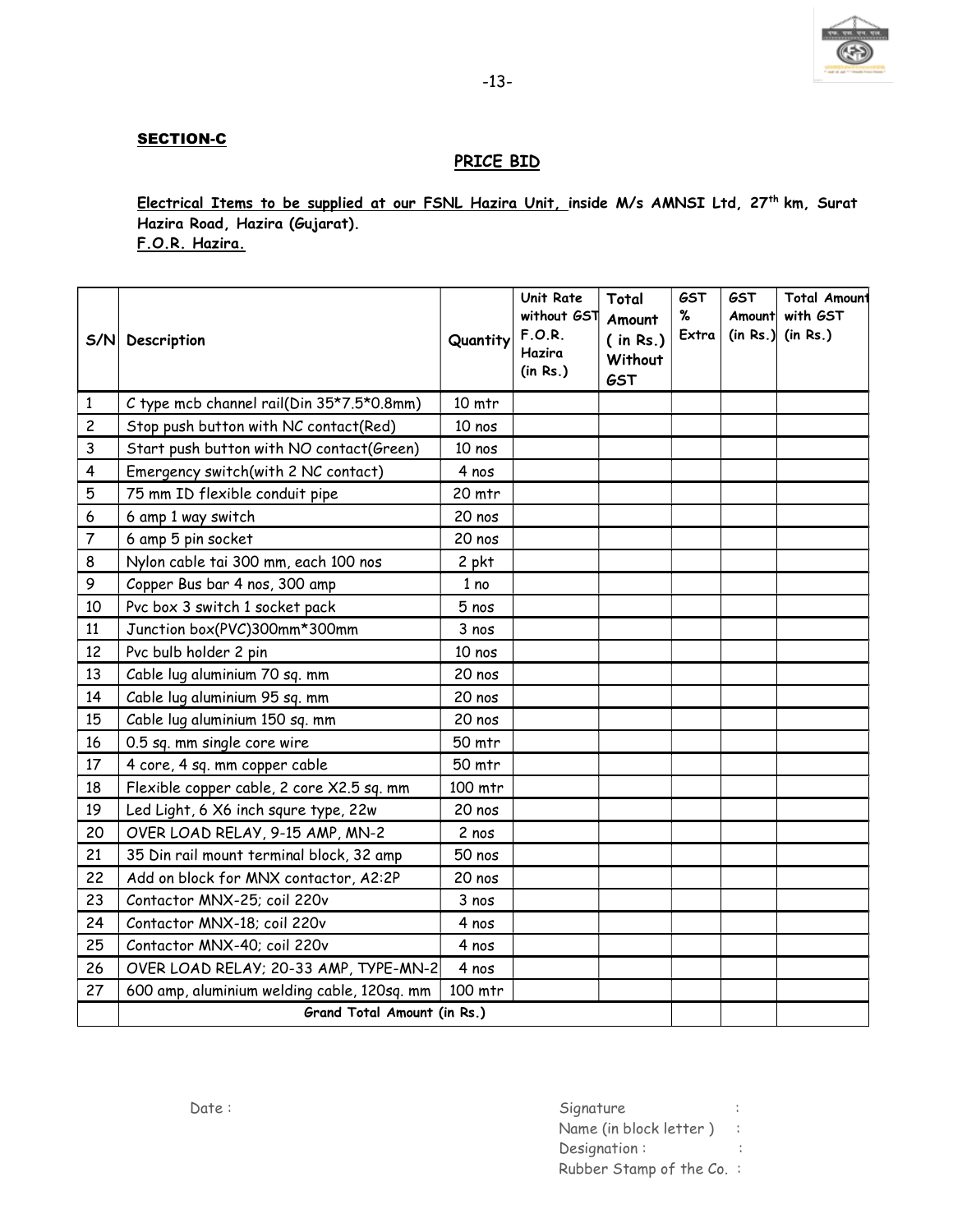**SECTION-C**

## PRICE BID

**Electrical Items to be supplied at our FSNL Hazira Unit, inside M/s AMNSI Ltd, 27th km, Surat Hazira Road, Hazira (Gujarat).**
**F.O.R. Hazira.**

| S/N | Description | Quantity | Unit Rate without GST F.O.R. Hazira (in Rs.) | Total Amount ( in Rs.) Without GST | GST % Extra | GST Amount (in Rs.) | Total Amount with GST (in Rs.) |
|---|---|---|---|---|---|---|---|
| 1 | C type mcb channel rail(Din 35*7.5*0.8mm) | 10 mtr | | | | | |
| 2 | Stop push button with NC contact(Red) | 10 nos | | | | | |
| 3 | Start push button with NO contact(Green) | 10 nos | | | | | |
| 4 | Emergency switch(with 2 NC contact) | 4 nos | | | | | |
| 5 | 75 mm ID flexible conduit pipe | 20 mtr | | | | | |
| 6 | 6 amp 1 way switch | 20 nos | | | | | |
| 7 | 6 amp 5 pin socket | 20 nos | | | | | |
| 8 | Nylon cable tai 300 mm, each 100 nos | 2 pkt | | | | | |
| 9 | Copper Bus bar 4 nos, 300 amp | 1 no | | | | | |
| 10 | Pvc box 3 switch 1 socket pack | 5 nos | | | | | |
| 11 | Junction box(PVC)300mm*300mm | 3 nos | | | | | |
| 12 | Pvc bulb holder 2 pin | 10 nos | | | | | |
| 13 | Cable lug aluminium 70 sq. mm | 20 nos | | | | | |
| 14 | Cable lug aluminium 95 sq. mm | 20 nos | | | | | |
| 15 | Cable lug aluminium 150 sq. mm | 20 nos | | | | | |
| 16 | 0.5 sq. mm single core wire | 50 mtr | | | | | |
| 17 | 4 core, 4 sq. mm copper cable | 50 mtr | | | | | |
| 18 | Flexible copper cable, 2 core X2.5 sq. mm | 100 mtr | | | | | |
| 19 | Led Light, 6 X6 inch squre type, 22w | 20 nos | | | | | |
| 20 | OVER LOAD RELAY, 9-15 AMP, MN-2 | 2 nos | | | | | |
| 21 | 35 Din rail mount terminal block, 32 amp | 50 nos | | | | | |
| 22 | Add on block for MNX contactor, A2:2P | 20 nos | | | | | |
| 23 | Contactor MNX-25; coil 220v | 3 nos | | | | | |
| 24 | Contactor MNX-18; coil 220v | 4 nos | | | | | |
| 25 | Contactor MNX-40; coil 220v | 4 nos | | | | | |
| 26 | OVER LOAD RELAY; 20-33 AMP, TYPE-MN-2 | 4 nos | | | | | |
| 27 | 600 amp, aluminium welding cable, 120sq. mm | 100 mtr | | | | | |
| | **Grand Total Amount (in Rs.)** | | | | | | |

Date :

Signature :
Name (in block letter ) :
Designation : :
Rubber Stamp of the Co. :